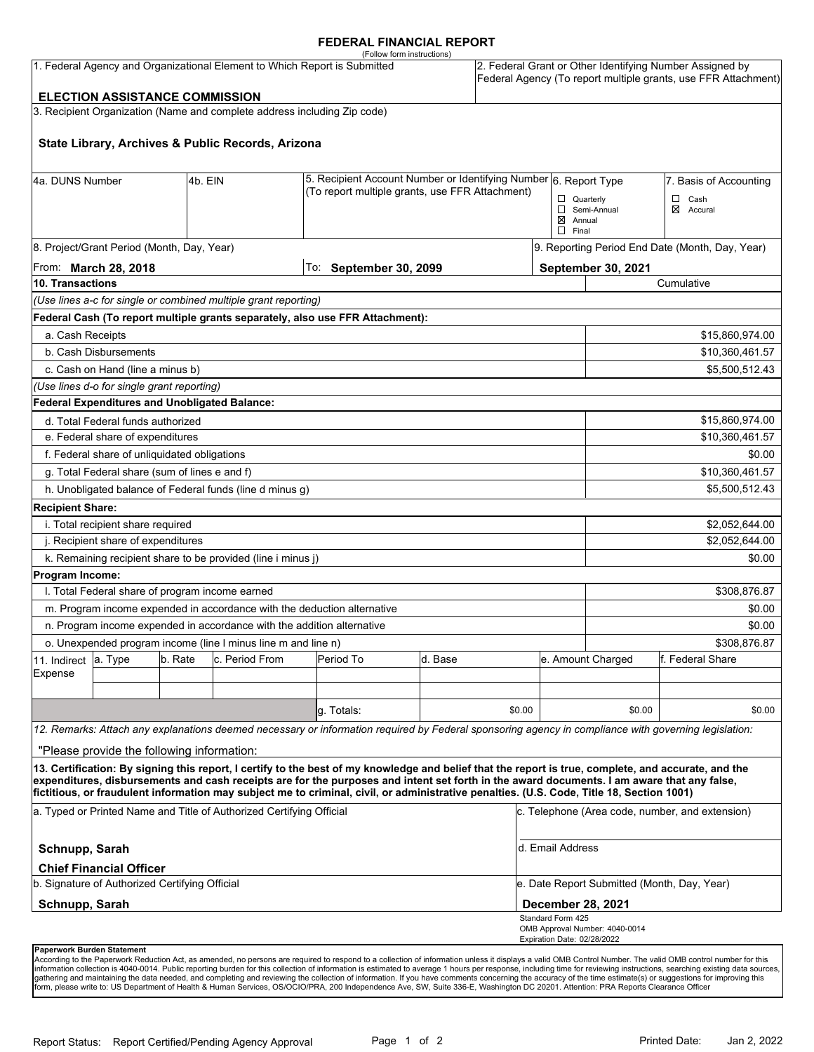# FEDERAL FINANCIAL REPORT

(Follow form instructions)

| | |
|---|---|
| 1. Federal Agency and Organizational Element to Which Report is Submitted<br>**ELECTION ASSISTANCE COMMISSION** | 2. Federal Grant or Other Identifying Number Assigned by Federal Agency (To report multiple grants, use FFR Attachment) |

3. Recipient Organization (Name and complete address including Zip code)

**State Library, Archives & Public Records, Arizona**

| 4a. DUNS Number | 4b. EIN | 5. Recipient Account Number or Identifying Number (To report multiple grants, use FFR Attachment) | 6. Report Type | 7. Basis of Accounting |
|---|---|---|---|---|
| | | | ☐ Quarterly<br>☐ Semi-Annual<br>☒ Annual<br>☐ Final | ☐ Cash<br>☒ Accural |

| 8. Project/Grant Period (Month, Day, Year) | | 9. Reporting Period End Date (Month, Day, Year) |
|---|---|---|
| From: **March 28, 2018** | To: **September 30, 2099** | **September 30, 2021** |

| **10. Transactions** | Cumulative |
|---|---|
| *(Use lines a-c for single or combined multiple grant reporting)* | |
| **Federal Cash (To report multiple grants separately, also use FFR Attachment):** | |
| a. Cash Receipts | $15,860,974.00 |
| b. Cash Disbursements | $10,360,461.57 |
| c. Cash on Hand (line a minus b) | $5,500,512.43 |
| *(Use lines d-o for single grant reporting)* | |
| **Federal Expenditures and Unobligated Balance:** | |
| d. Total Federal funds authorized | $15,860,974.00 |
| e. Federal share of expenditures | $10,360,461.57 |
| f. Federal share of unliquidated obligations | $0.00 |
| g. Total Federal share (sum of lines e and f) | $10,360,461.57 |
| h. Unobligated balance of Federal funds (line d minus g) | $5,500,512.43 |
| **Recipient Share:** | |
| i. Total recipient share required | $2,052,644.00 |
| j. Recipient share of expenditures | $2,052,644.00 |
| k. Remaining recipient share to be provided (line i minus j) | $0.00 |
| **Program Income:** | |
| l. Total Federal share of program income earned | $308,876.87 |
| m. Program income expended in accordance with the deduction alternative | $0.00 |
| n. Program income expended in accordance with the addition alternative | $0.00 |
| o. Unexpended program income (line l minus line m and line n) | $308,876.87 |

| 11. Indirect Expense | a. Type | b. Rate | c. Period From | Period To | d. Base | e. Amount Charged | f. Federal Share |
|---|---|---|---|---|---|---|---|
| | | | | | | | |
| | | | | | | | |
| | | | | g. Totals: | $0.00 | $0.00 | $0.00 |

*12. Remarks: Attach any explanations deemed necessary or information required by Federal sponsoring agency in compliance with governing legislation:*

"Please provide the following information:

**13. Certification: By signing this report, I certify to the best of my knowledge and belief that the report is true, complete, and accurate, and the expenditures, disbursements and cash receipts are for the purposes and intent set forth in the award documents. I am aware that any false, fictitious, or fraudulent information may subject me to criminal, civil, or administrative penalties. (U.S. Code, Title 18, Section 1001)**

| | |
|---|---|
| a. Typed or Printed Name and Title of Authorized Certifying Official<br>**Schnupp, Sarah**<br>**Chief Financial Officer** | c. Telephone (Area code, number, and extension)<br><br>d. Email Address |
| b. Signature of Authorized Certifying Official<br>**Schnupp, Sarah** | e. Date Report Submitted (Month, Day, Year)<br>**December 28, 2021** |

Standard Form 425
OMB Approval Number: 4040-0014
Expiration Date: 02/28/2022

**Paperwork Burden Statement**
According to the Paperwork Reduction Act, as amended, no persons are required to respond to a collection of information unless it displays a valid OMB Control Number. The valid OMB control number for this information collection is 4040-0014. Public reporting burden for this collection of information is estimated to average 1 hours per response, including time for reviewing instructions, searching existing data sources, gathering and maintaining the data needed, and completing and reviewing the collection of information. If you have comments concerning the accuracy of the time estimate(s) or suggestions for improving this form, please write to: US Department of Health & Human Services, OS/OCIO/PRA, 200 Independence Ave, SW, Suite 336-E, Washington DC 20201. Attention: PRA Reports Clearance Officer

Report Status: Report Certified/Pending Agency Approval

Printed Date: Jan 2, 2022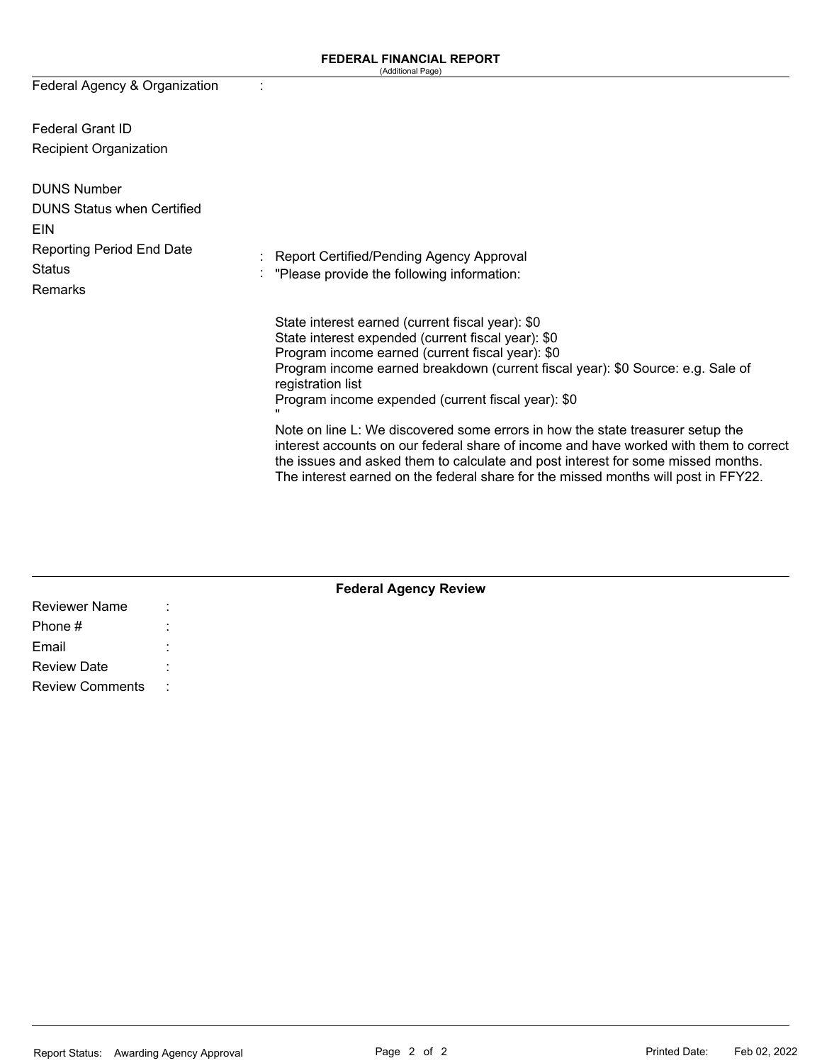**FEDERAL FINANCIAL REPORT**

(Additional Page)

Federal Agency & Organization :

Federal Grant ID

Recipient Organization

DUNS Number

DUNS Status when Certified

EIN

Reporting Period End Date

Status : Report Certified/Pending Agency Approval

Remarks : "Please provide the following information:

State interest earned (current fiscal year): $0
State interest expended (current fiscal year): $0
Program income earned (current fiscal year): $0
Program income earned breakdown (current fiscal year): $0 Source: e.g. Sale of registration list
Program income expended (current fiscal year): $0
"

Note on line L: We discovered some errors in how the state treasurer setup the interest accounts on our federal share of income and have worked with them to correct the issues and asked them to calculate and post interest for some missed months. The interest earned on the federal share for the missed months will post in FFY22.

**Federal Agency Review**

Reviewer Name :

Phone # :

Email :

Review Date :

Review Comments :

Report Status: Awarding Agency Approval

Printed Date: Feb 02, 2022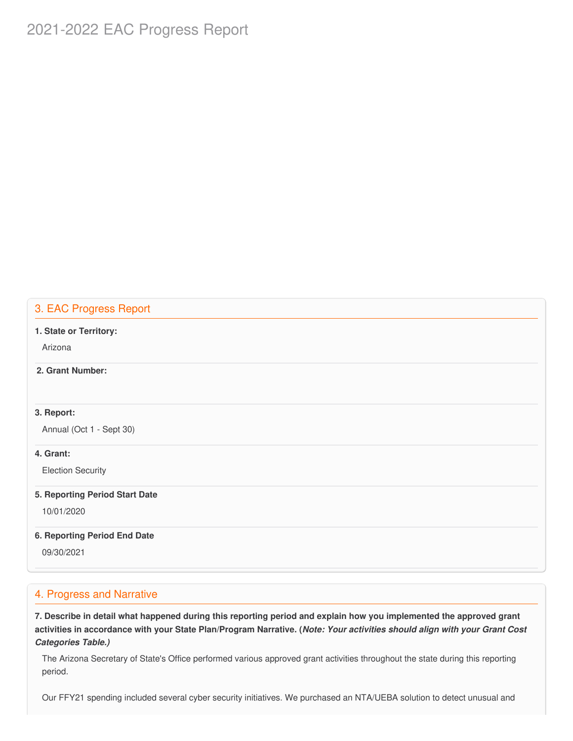# 2021-2022 EAC Progress Report

## 3. EAC Progress Report

**1. State or Territory:**

Arizona

**2. Grant Number:**

**3. Report:**

Annual (Oct 1 - Sept 30)

**4. Grant:**

Election Security

**5. Reporting Period Start Date**

10/01/2020

**6. Reporting Period End Date**

09/30/2021

## 4. Progress and Narrative

**7. Describe in detail what happened during this reporting period and explain how you implemented the approved grant activities in accordance with your State Plan/Program Narrative. (*Note: Your activities should align with your Grant Cost Categories Table.)***

The Arizona Secretary of State's Office performed various approved grant activities throughout the state during this reporting period.

Our FFY21 spending included several cyber security initiatives. We purchased an NTA/UEBA solution to detect unusual and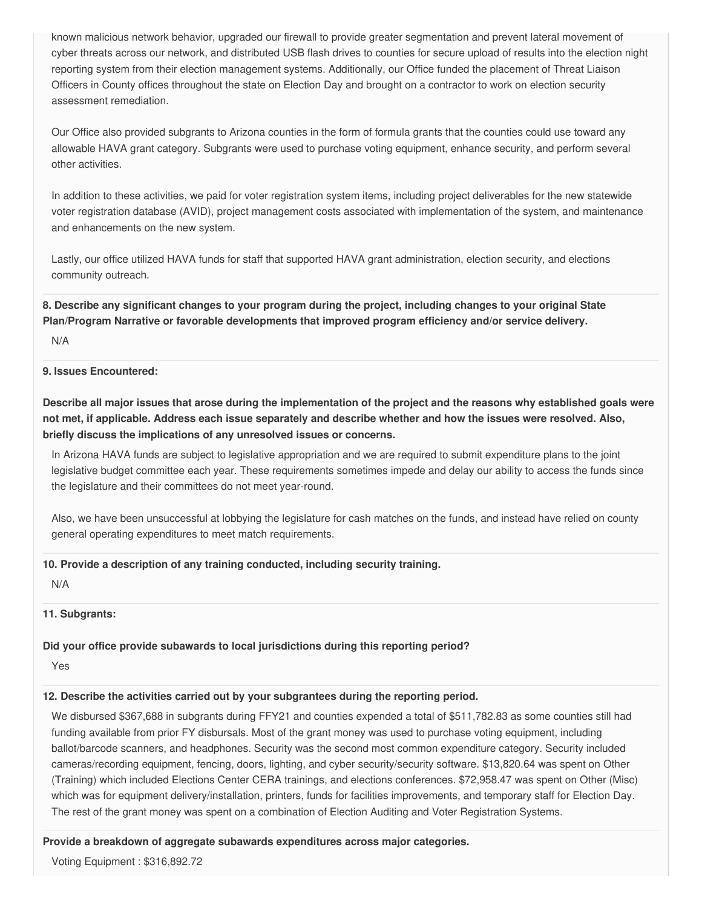known malicious network behavior, upgraded our firewall to provide greater segmentation and prevent lateral movement of cyber threats across our network, and distributed USB flash drives to counties for secure upload of results into the election night reporting system from their election management systems. Additionally, our Office funded the placement of Threat Liaison Officers in County offices throughout the state on Election Day and brought on a contractor to work on election security assessment remediation.

Our Office also provided subgrants to Arizona counties in the form of formula grants that the counties could use toward any allowable HAVA grant category. Subgrants were used to purchase voting equipment, enhance security, and perform several other activities.

In addition to these activities, we paid for voter registration system items, including project deliverables for the new statewide voter registration database (AVID), project management costs associated with implementation of the system, and maintenance and enhancements on the new system.

Lastly, our office utilized HAVA funds for staff that supported HAVA grant administration, election security, and elections community outreach.

**8. Describe any significant changes to your program during the project, including changes to your original State Plan/Program Narrative or favorable developments that improved program efficiency and/or service delivery.**

N/A

**9. Issues Encountered:**

**Describe all major issues that arose during the implementation of the project and the reasons why established goals were not met, if applicable. Address each issue separately and describe whether and how the issues were resolved. Also, briefly discuss the implications of any unresolved issues or concerns.**

In Arizona HAVA funds are subject to legislative appropriation and we are required to submit expenditure plans to the joint legislative budget committee each year. These requirements sometimes impede and delay our ability to access the funds since the legislature and their committees do not meet year-round.

Also, we have been unsuccessful at lobbying the legislature for cash matches on the funds, and instead have relied on county general operating expenditures to meet match requirements.

**10. Provide a description of any training conducted, including security training.**

N/A

**11. Subgrants:**

**Did your office provide subawards to local jurisdictions during this reporting period?**

Yes

**12. Describe the activities carried out by your subgrantees during the reporting period.**

We disbursed $367,688 in subgrants during FFY21 and counties expended a total of $511,782.83 as some counties still had funding available from prior FY disbursals. Most of the grant money was used to purchase voting equipment, including ballot/barcode scanners, and headphones. Security was the second most common expenditure category. Security included cameras/recording equipment, fencing, doors, lighting, and cyber security/security software. $13,820.64 was spent on Other (Training) which included Elections Center CERA trainings, and elections conferences. $72,958.47 was spent on Other (Misc) which was for equipment delivery/installation, printers, funds for facilities improvements, and temporary staff for Election Day. The rest of the grant money was spent on a combination of Election Auditing and Voter Registration Systems.

**Provide a breakdown of aggregate subawards expenditures across major categories.**

Voting Equipment : $316,892.72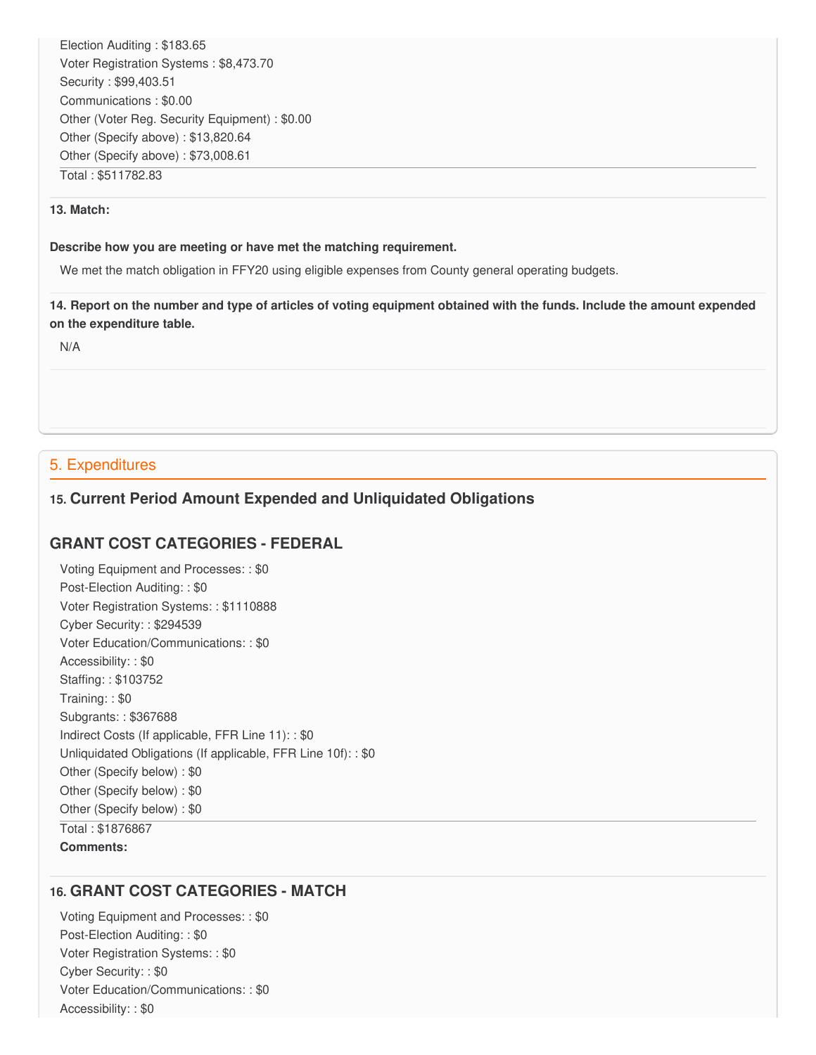Election Auditing : $183.65
Voter Registration Systems : $8,473.70
Security : $99,403.51
Communications : $0.00
Other (Voter Reg. Security Equipment) : $0.00
Other (Specify above) : $13,820.64
Other (Specify above) : $73,008.61

Total : $511782.83

**13. Match:**

**Describe how you are meeting or have met the matching requirement.**

We met the match obligation in FFY20 using eligible expenses from County general operating budgets.

**14. Report on the number and type of articles of voting equipment obtained with the funds. Include the amount expended on the expenditure table.**

N/A

## 5. Expenditures

### 15. Current Period Amount Expended and Unliquidated Obligations

### GRANT COST CATEGORIES - FEDERAL

Voting Equipment and Processes: : $0
Post-Election Auditing: : $0
Voter Registration Systems: : $1110888
Cyber Security: : $294539
Voter Education/Communications: : $0
Accessibility: : $0
Staffing: : $103752
Training: : $0
Subgrants: : $367688
Indirect Costs (If applicable, FFR Line 11): : $0
Unliquidated Obligations (If applicable, FFR Line 10f): : $0
Other (Specify below) : $0
Other (Specify below) : $0
Other (Specify below) : $0

Total : $1876867

**Comments:**

### 16. GRANT COST CATEGORIES - MATCH

Voting Equipment and Processes: : $0
Post-Election Auditing: : $0
Voter Registration Systems: : $0
Cyber Security: : $0
Voter Education/Communications: : $0
Accessibility: : $0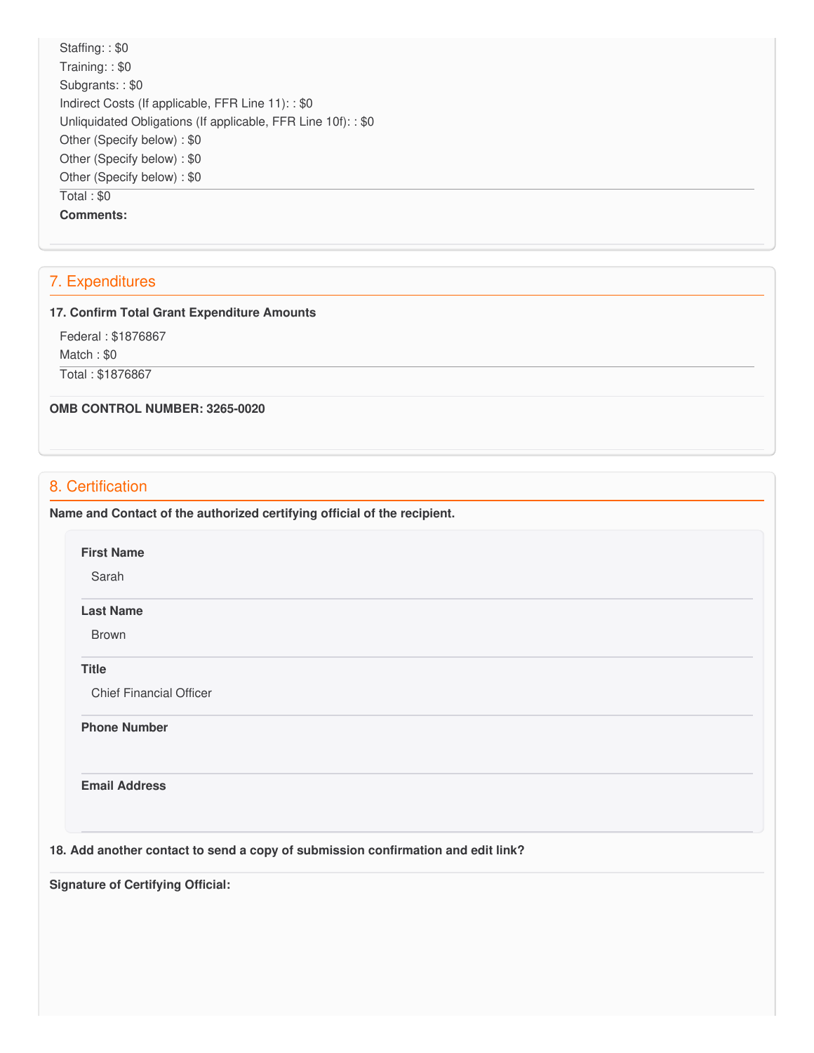Staffing: : $0
Training: : $0
Subgrants: : $0
Indirect Costs (If applicable, FFR Line 11): : $0
Unliquidated Obligations (If applicable, FFR Line 10f): : $0
Other (Specify below) : $0
Other (Specify below) : $0
Other (Specify below) : $0

Total : $0

**Comments:**

## 7. Expenditures

**17. Confirm Total Grant Expenditure Amounts**

Federal : $1876867
Match : $0

Total : $1876867

**OMB CONTROL NUMBER: 3265-0020**

## 8. Certification

**Name and Contact of the authorized certifying official of the recipient.**

**First Name**

Sarah

**Last Name**

Brown

**Title**

Chief Financial Officer

**Phone Number**

**Email Address**

**18. Add another contact to send a copy of submission confirmation and edit link?**

**Signature of Certifying Official:**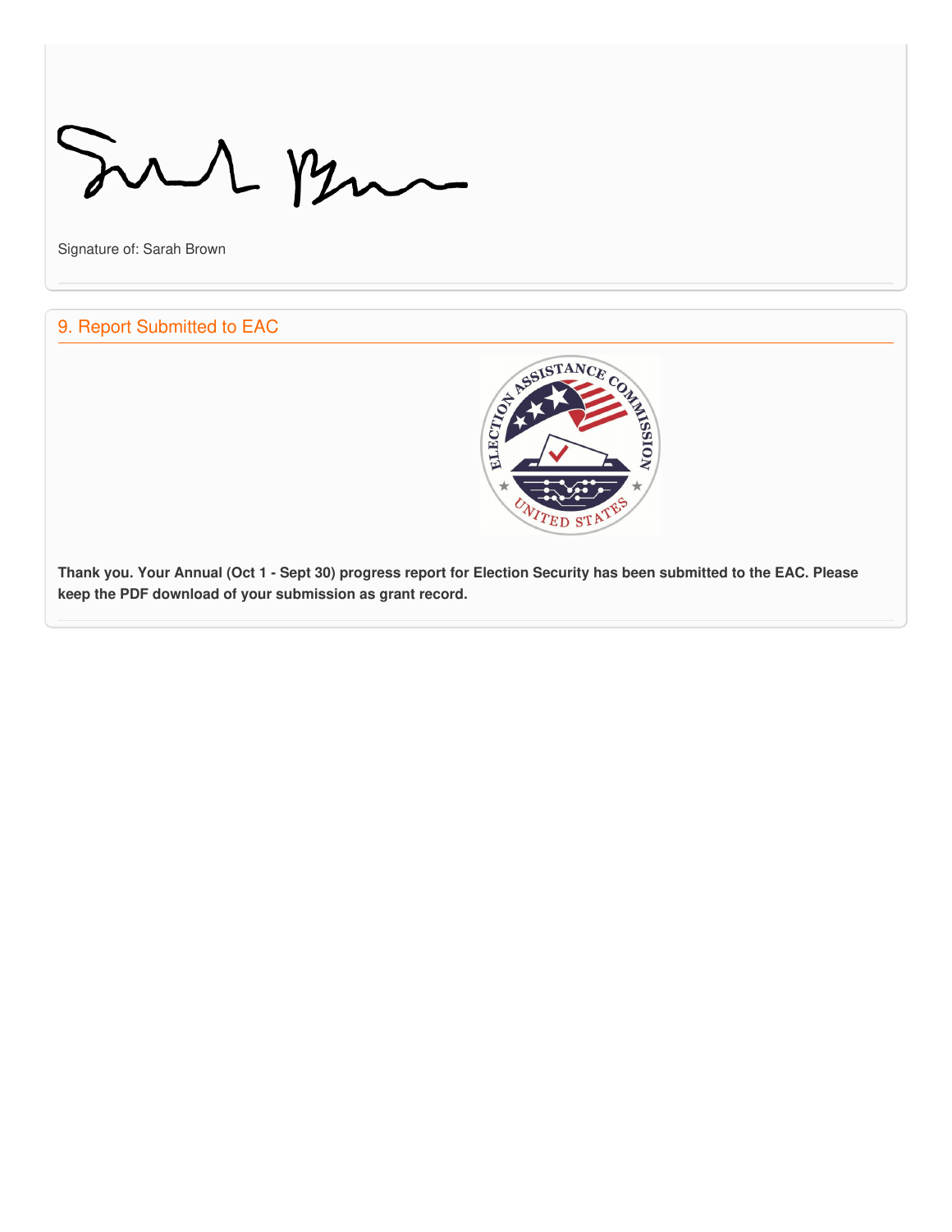Signature of: Sarah Brown

## 9. Report Submitted to EAC

**Thank you. Your Annual (Oct 1 - Sept 30) progress report for Election Security has been submitted to the EAC. Please keep the PDF download of your submission as grant record.**